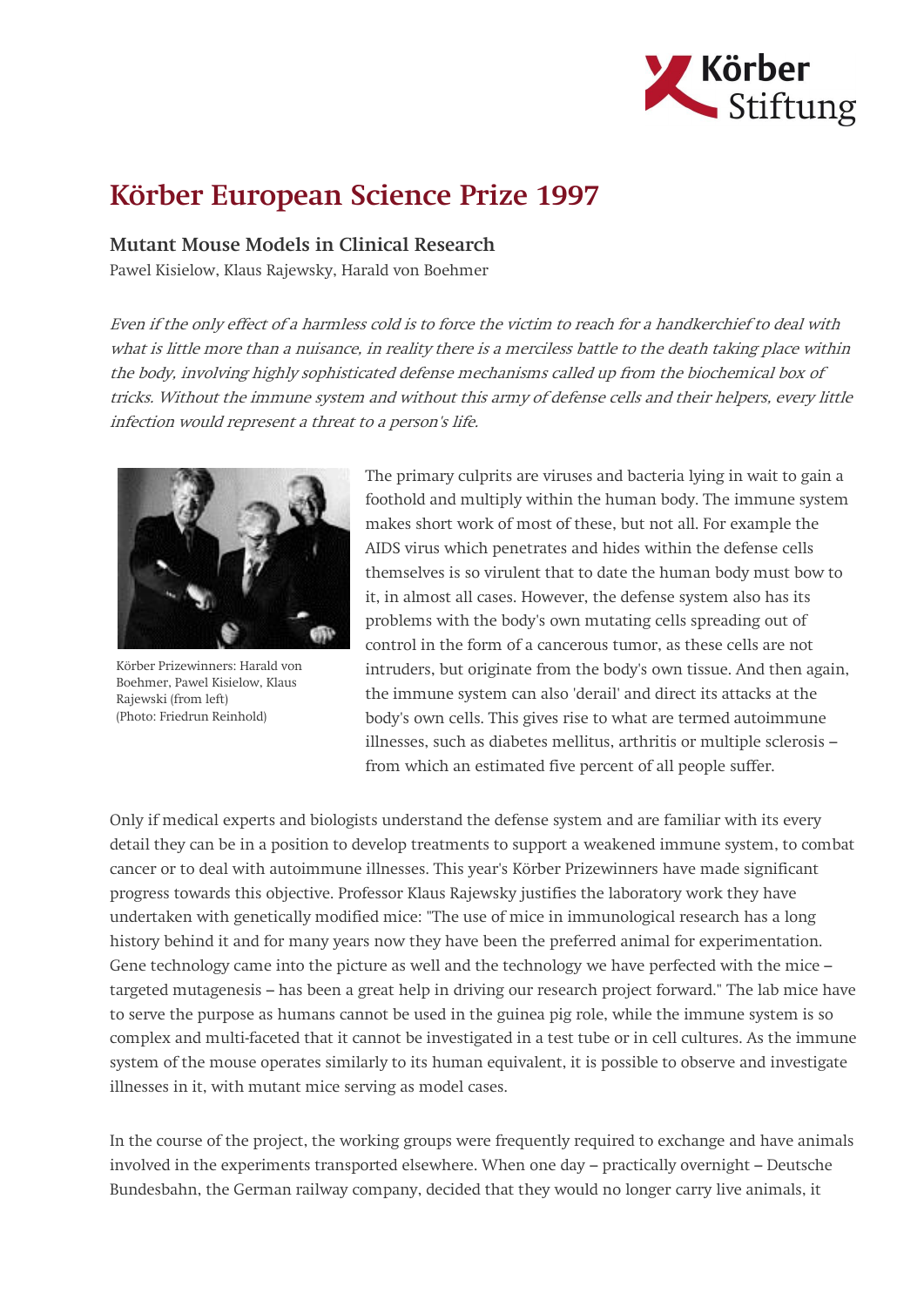# Körber European Science Prize 1997

## Mutant Mouse Models in Clinical Research

Pawel Kisielow, Klaus Rajewsky, Harald von Boehmer

*Even if the only effect of a harmless cold is to force the victim to reach for a handkerchief to deal with what is little more than a nuisance, in reality there is a merciless battle to the death taking place within the body, involving highly sophisticated defense mechanisms called up from the biochemical box of tricks. Without the immune system and without this army of defense cells and their helpers, every little infection would represent a threat to a person's life.*

Körber Prizewinners: Harald von Boehmer, Pawel Kisielow, Klaus Rajewski (from left)
(Photo: Friedrun Reinhold)

The primary culprits are viruses and bacteria lying in wait to gain a foothold and multiply within the human body. The immune system makes short work of most of these, but not all. For example the AIDS virus which penetrates and hides within the defense cells themselves is so virulent that to date the human body must bow to it, in almost all cases. However, the defense system also has its problems with the body's own mutating cells spreading out of control in the form of a cancerous tumor, as these cells are not intruders, but originate from the body's own tissue. And then again, the immune system can also 'derail' and direct its attacks at the body's own cells. This gives rise to what are termed autoimmune illnesses, such as diabetes mellitus, arthritis or multiple sclerosis – from which an estimated five percent of all people suffer.

Only if medical experts and biologists understand the defense system and are familiar with its every detail they can be in a position to develop treatments to support a weakened immune system, to combat cancer or to deal with autoimmune illnesses. This year's Körber Prizewinners have made significant progress towards this objective. Professor Klaus Rajewsky justifies the laboratory work they have undertaken with genetically modified mice: "The use of mice in immunological research has a long history behind it and for many years now they have been the preferred animal for experimentation. Gene technology came into the picture as well and the technology we have perfected with the mice – targeted mutagenesis – has been a great help in driving our research project forward." The lab mice have to serve the purpose as humans cannot be used in the guinea pig role, while the immune system is so complex and multi-faceted that it cannot be investigated in a test tube or in cell cultures. As the immune system of the mouse operates similarly to its human equivalent, it is possible to observe and investigate illnesses in it, with mutant mice serving as model cases.

In the course of the project, the working groups were frequently required to exchange and have animals involved in the experiments transported elsewhere. When one day – practically overnight – Deutsche Bundesbahn, the German railway company, decided that they would no longer carry live animals, it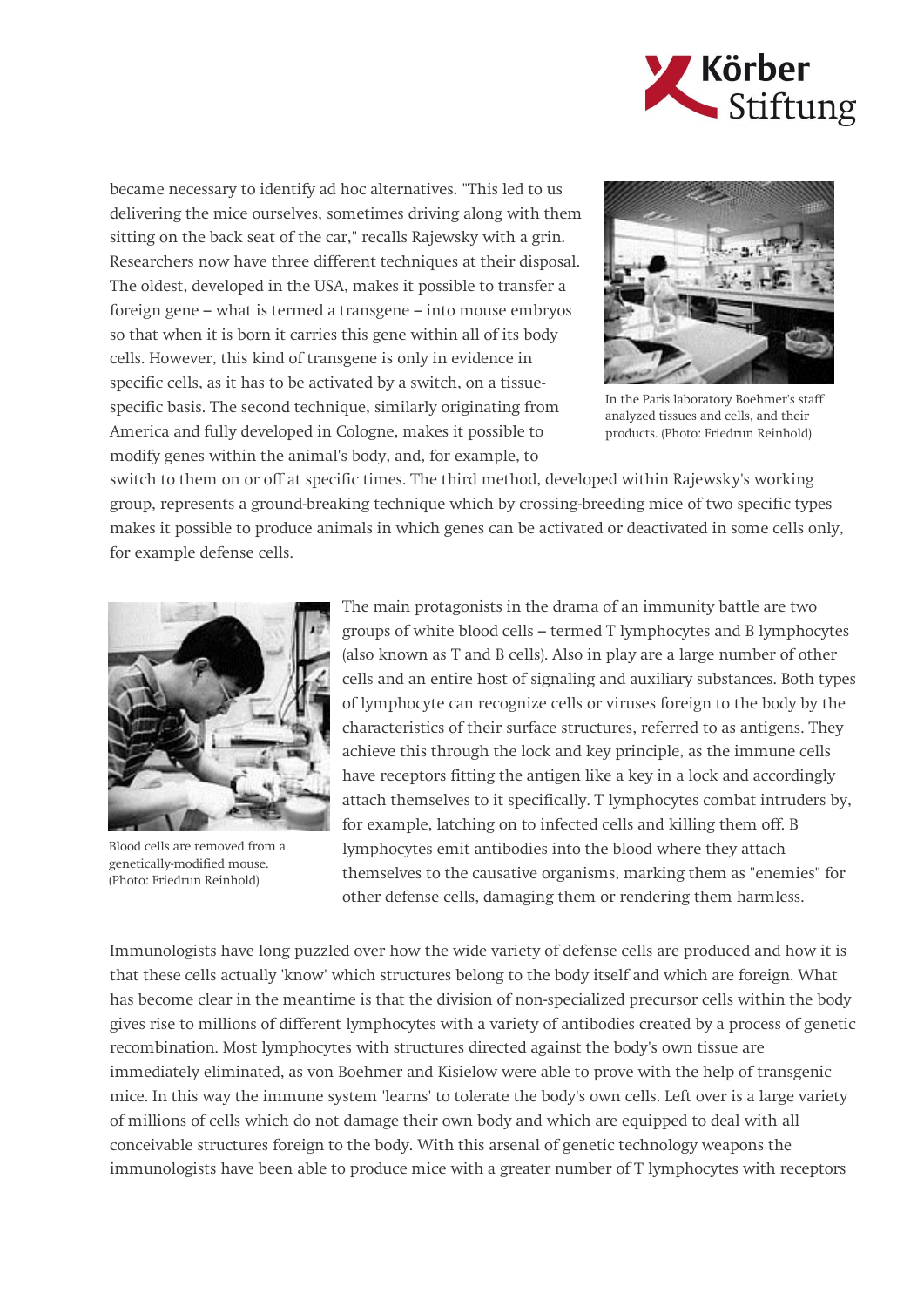became necessary to identify ad hoc alternatives. "This led to us delivering the mice ourselves, sometimes driving along with them sitting on the back seat of the car," recalls Rajewsky with a grin. Researchers now have three different techniques at their disposal. The oldest, developed in the USA, makes it possible to transfer a foreign gene – what is termed a transgene – into mouse embryos so that when it is born it carries this gene within all of its body cells. However, this kind of transgene is only in evidence in specific cells, as it has to be activated by a switch, on a tissue-specific basis. The second technique, similarly originating from America and fully developed in Cologne, makes it possible to modify genes within the animal's body, and, for example, to switch to them on or off at specific times. The third method, developed within Rajewsky's working group, represents a ground-breaking technique which by crossing-breeding mice of two specific types makes it possible to produce animals in which genes can be activated or deactivated in some cells only, for example defense cells.

In the Paris laboratory Boehmer's staff analyzed tissues and cells, and their products. (Photo: Friedrun Reinhold)

The main protagonists in the drama of an immunity battle are two groups of white blood cells – termed T lymphocytes and B lymphocytes (also known as T and B cells). Also in play are a large number of other cells and an entire host of signaling and auxiliary substances. Both types of lymphocyte can recognize cells or viruses foreign to the body by the characteristics of their surface structures, referred to as antigens. They achieve this through the lock and key principle, as the immune cells have receptors fitting the antigen like a key in a lock and accordingly attach themselves to it specifically. T lymphocytes combat intruders by, for example, latching on to infected cells and killing them off. B lymphocytes emit antibodies into the blood where they attach themselves to the causative organisms, marking them as "enemies" for other defense cells, damaging them or rendering them harmless.

Blood cells are removed from a genetically-modified mouse. (Photo: Friedrun Reinhold)

Immunologists have long puzzled over how the wide variety of defense cells are produced and how it is that these cells actually 'know' which structures belong to the body itself and which are foreign. What has become clear in the meantime is that the division of non-specialized precursor cells within the body gives rise to millions of different lymphocytes with a variety of antibodies created by a process of genetic recombination. Most lymphocytes with structures directed against the body's own tissue are immediately eliminated, as von Boehmer and Kisielow were able to prove with the help of transgenic mice. In this way the immune system 'learns' to tolerate the body's own cells. Left over is a large variety of millions of cells which do not damage their own body and which are equipped to deal with all conceivable structures foreign to the body. With this arsenal of genetic technology weapons the immunologists have been able to produce mice with a greater number of T lymphocytes with receptors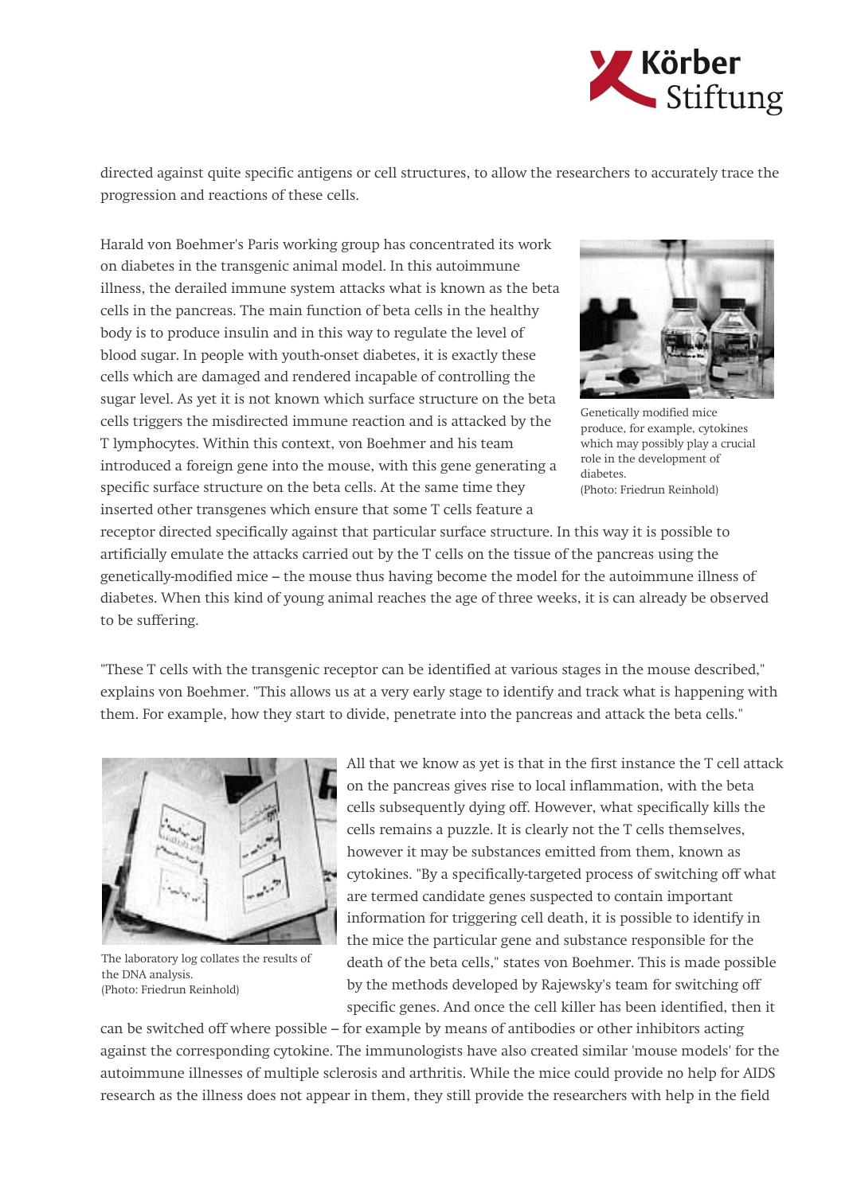directed against quite specific antigens or cell structures, to allow the researchers to accurately trace the progression and reactions of these cells.

Harald von Boehmer's Paris working group has concentrated its work on diabetes in the transgenic animal model. In this autoimmune illness, the derailed immune system attacks what is known as the beta cells in the pancreas. The main function of beta cells in the healthy body is to produce insulin and in this way to regulate the level of blood sugar. In people with youth-onset diabetes, it is exactly these cells which are damaged and rendered incapable of controlling the sugar level. As yet it is not known which surface structure on the beta cells triggers the misdirected immune reaction and is attacked by the T lymphocytes. Within this context, von Boehmer and his team introduced a foreign gene into the mouse, with this gene generating a specific surface structure on the beta cells. At the same time they inserted other transgenes which ensure that some T cells feature a receptor directed specifically against that particular surface structure. In this way it is possible to artificially emulate the attacks carried out by the T cells on the tissue of the pancreas using the genetically-modified mice – the mouse thus having become the model for the autoimmune illness of diabetes. When this kind of young animal reaches the age of three weeks, it is can already be observed to be suffering.

Genetically modified mice produce, for example, cytokines which may possibly play a crucial role in the development of diabetes.
(Photo: Friedrun Reinhold)

"These T cells with the transgenic receptor can be identified at various stages in the mouse described," explains von Boehmer. "This allows us at a very early stage to identify and track what is happening with them. For example, how they start to divide, penetrate into the pancreas and attack the beta cells."

The laboratory log collates the results of the DNA analysis.
(Photo: Friedrun Reinhold)

All that we know as yet is that in the first instance the T cell attack on the pancreas gives rise to local inflammation, with the beta cells subsequently dying off. However, what specifically kills the cells remains a puzzle. It is clearly not the T cells themselves, however it may be substances emitted from them, known as cytokines. "By a specifically-targeted process of switching off what are termed candidate genes suspected to contain important information for triggering cell death, it is possible to identify in the mice the particular gene and substance responsible for the death of the beta cells," states von Boehmer. This is made possible by the methods developed by Rajewsky's team for switching off specific genes. And once the cell killer has been identified, then it can be switched off where possible – for example by means of antibodies or other inhibitors acting against the corresponding cytokine. The immunologists have also created similar 'mouse models' for the autoimmune illnesses of multiple sclerosis and arthritis. While the mice could provide no help for AIDS research as the illness does not appear in them, they still provide the researchers with help in the field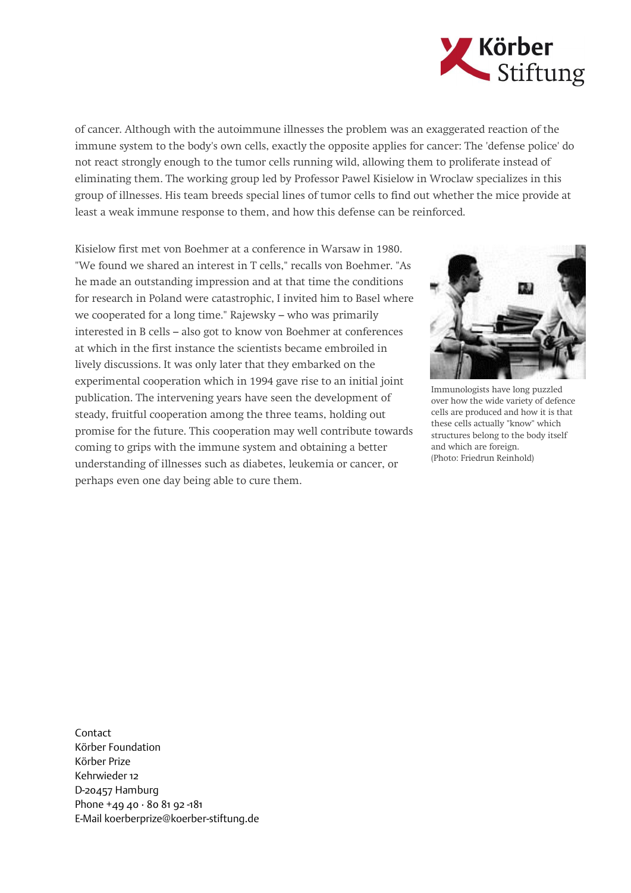of cancer. Although with the autoimmune illnesses the problem was an exaggerated reaction of the immune system to the body's own cells, exactly the opposite applies for cancer: The 'defense police' do not react strongly enough to the tumor cells running wild, allowing them to proliferate instead of eliminating them. The working group led by Professor Pawel Kisielow in Wroclaw specializes in this group of illnesses. His team breeds special lines of tumor cells to find out whether the mice provide at least a weak immune response to them, and how this defense can be reinforced.

Kisielow first met von Boehmer at a conference in Warsaw in 1980. "We found we shared an interest in T cells," recalls von Boehmer. "As he made an outstanding impression and at that time the conditions for research in Poland were catastrophic, I invited him to Basel where we cooperated for a long time." Rajewsky – who was primarily interested in B cells – also got to know von Boehmer at conferences at which in the first instance the scientists became embroiled in lively discussions. It was only later that they embarked on the experimental cooperation which in 1994 gave rise to an initial joint publication. The intervening years have seen the development of steady, fruitful cooperation among the three teams, holding out promise for the future. This cooperation may well contribute towards coming to grips with the immune system and obtaining a better understanding of illnesses such as diabetes, leukemia or cancer, or perhaps even one day being able to cure them.

Immunologists have long puzzled over how the wide variety of defence cells are produced and how it is that these cells actually "know" which structures belong to the body itself and which are foreign.
(Photo: Friedrun Reinhold)

Contact
Körber Foundation
Körber Prize
Kehrwieder 12
D-20457 Hamburg
Phone +49 40 · 80 81 92 -181
E-Mail koerberprize@koerber-stiftung.de